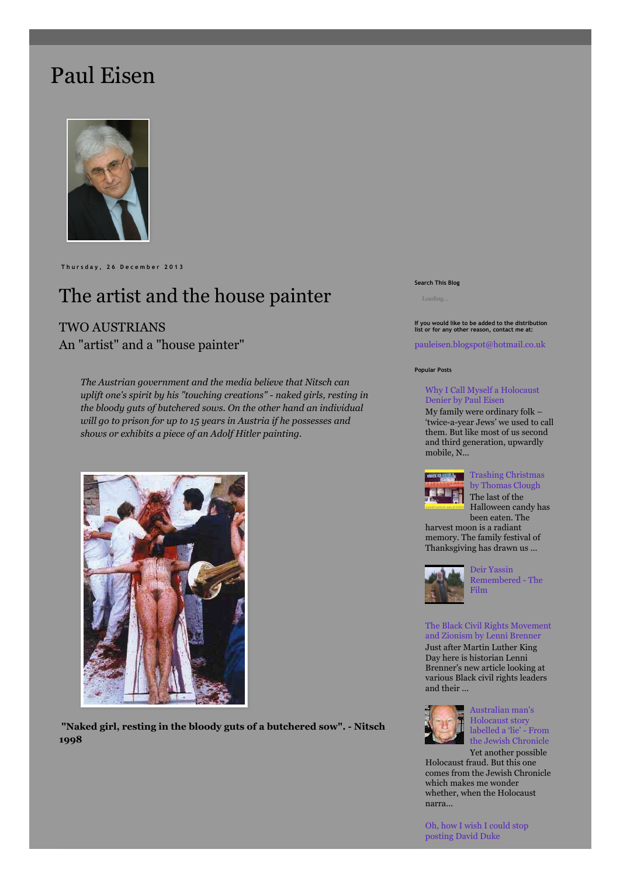# Paul Eisen

Thursday, 26 December 2013

## The artist and the house painter

### TWO AUSTRIANS
### An "artist" and a "house painter"

> *The Austrian government and the media believe that Nitsch can uplift one's spirit by his "touching creations" - naked girls, resting in the bloody guts of butchered sows. On the other hand an individual will go to prison for up to 15 years in Austria if he possesses and shows or exhibits a piece of an Adolf Hitler painting.*

**"Naked girl, resting in the bloody guts of a butchered sow". - Nitsch 1998**

Search This Blog

Loading...

If you would like to be added to the distribution list or for any other reason, contact me at:

pauleisen.blogspot@hotmail.co.uk

Popular Posts

Why I Call Myself a Holocaust Denier by Paul Eisen

My family were ordinary folk – 'twice-a-year Jews' we used to call them. But like most of us second and third generation, upwardly mobile, N...

Trashing Christmas by Thomas Clough

The last of the Halloween candy has been eaten. The harvest moon is a radiant memory. The family festival of Thanksgiving has drawn us ...

Deir Yassin Remembered - The Film

The Black Civil Rights Movement and Zionism by Lenni Brenner

Just after Martin Luther King Day here is historian Lenni Brenner's new article looking at various Black civil rights leaders and their ...

Australian man's Holocaust story labelled a 'lie' - From the Jewish Chronicle

Yet another possible Holocaust fraud. But this one comes from the Jewish Chronicle which makes me wonder whether, when the Holocaust narra...

Oh, how I wish I could stop posting David Duke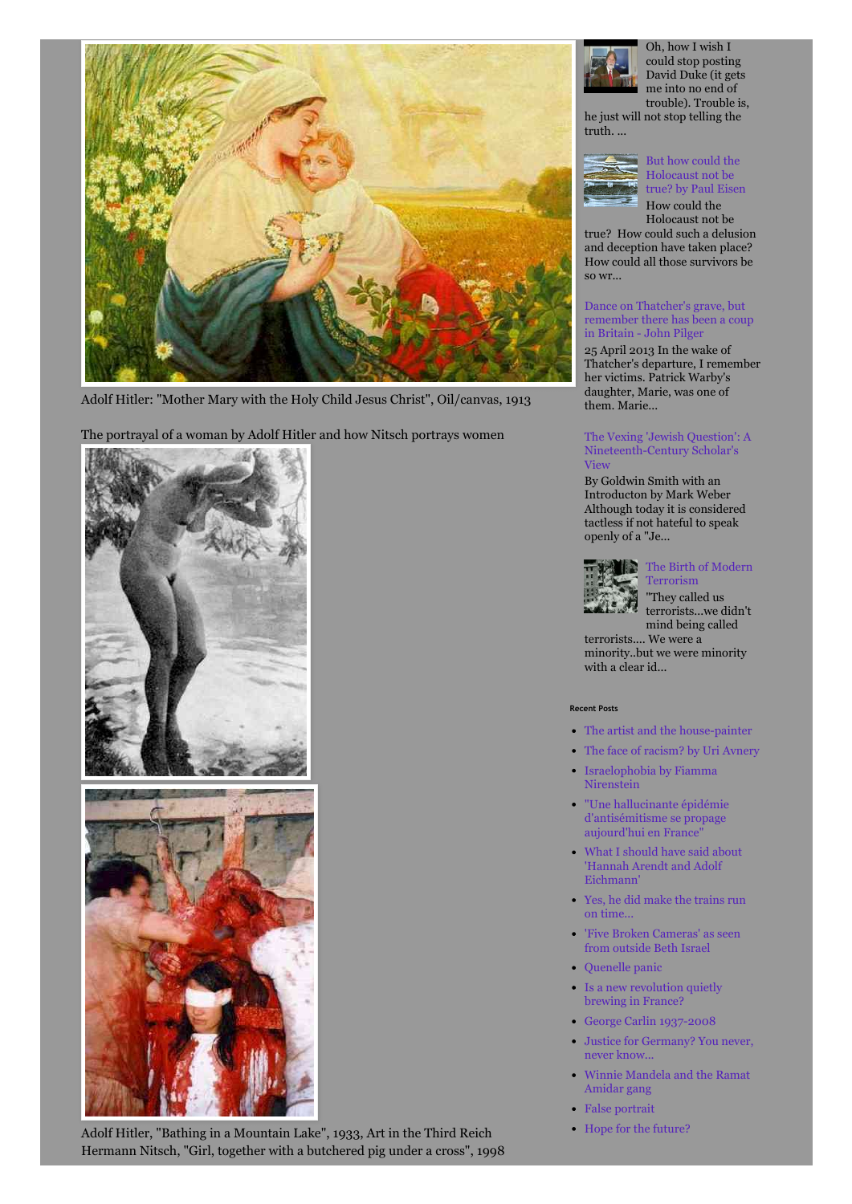Adolf Hitler: "Mother Mary with the Holy Child Jesus Christ", Oil/canvas, 1913

The portrayal of a woman by Adolf Hitler and how Nitsch portrays women

Adolf Hitler, "Bathing in a Mountain Lake", 1933, Art in the Third Reich
Hermann Nitsch, "Girl, together with a butchered pig under a cross", 1998

Oh, how I wish I could stop posting David Duke (it gets me into no end of trouble). Trouble is, he just will not stop telling the truth. ...

But how could the Holocaust not be true? by Paul Eisen

How could the Holocaust not be true? How could such a delusion and deception have taken place? How could all those survivors be so wr...

Dance on Thatcher's grave, but remember there has been a coup in Britain - John Pilger

25 April 2013 In the wake of Thatcher's departure, I remember her victims. Patrick Warby's daughter, Marie, was one of them. Marie...

The Vexing 'Jewish Question': A Nineteenth-Century Scholar's View

By Goldwin Smith with an Introducton by Mark Weber Although today it is considered tactless if not hateful to speak openly of a "Je...

The Birth of Modern Terrorism

"They called us terrorists...we didn't mind being called terrorists.... We were a minority..but we were minority with a clear id...

**Recent Posts**

- The artist and the house-painter
- The face of racism? by Uri Avnery
- Israelophobia by Fiamma Nirenstein
- "Une hallucinante épidémie d'antisémitisme se propage aujourd'hui en France"
- What I should have said about 'Hannah Arendt and Adolf Eichmann'
- Yes, he did make the trains run on time...
- 'Five Broken Cameras' as seen from outside Beth Israel
- Quenelle panic
- Is a new revolution quietly brewing in France?
- George Carlin 1937-2008
- Justice for Germany? You never, never know...
- Winnie Mandela and the Ramat Amidar gang
- False portrait
- Hope for the future?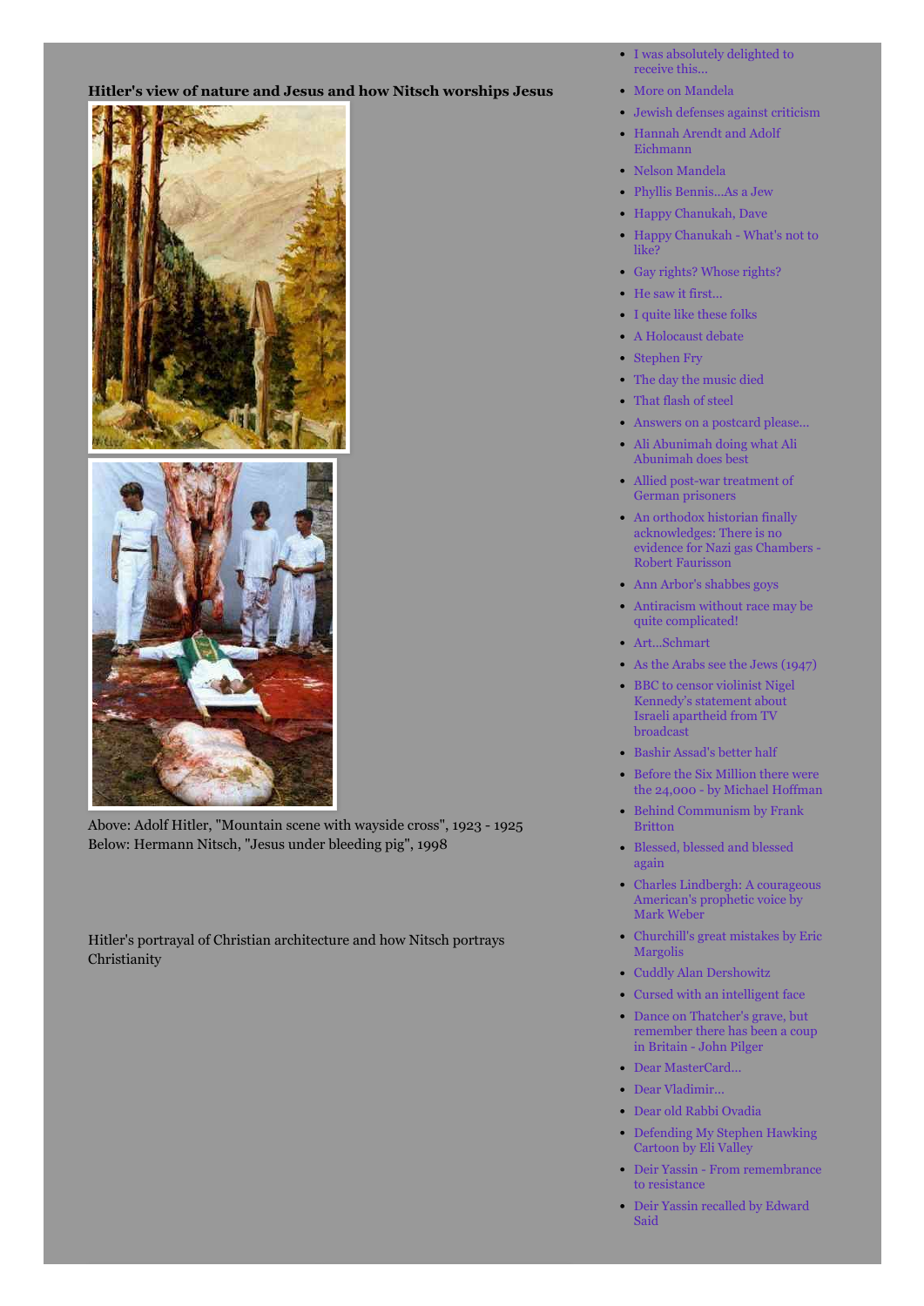**Hitler's view of nature and Jesus and how Nitsch worships Jesus**

Above: Adolf Hitler, "Mountain scene with wayside cross", 1923 - 1925
Below: Hermann Nitsch, "Jesus under bleeding pig", 1998

Hitler's portrayal of Christian architecture and how Nitsch portrays Christianity

- I was absolutely delighted to receive this...
- More on Mandela
- Jewish defenses against criticism
- Hannah Arendt and Adolf Eichmann
- Nelson Mandela
- Phyllis Bennis...As a Jew
- Happy Chanukah, Dave
- Happy Chanukah - What's not to like?
- Gay rights? Whose rights?
- He saw it first...
- I quite like these folks
- A Holocaust debate
- Stephen Fry
- The day the music died
- That flash of steel
- Answers on a postcard please...
- Ali Abunimah doing what Ali Abunimah does best
- Allied post-war treatment of German prisoners
- An orthodox historian finally acknowledges: There is no evidence for Nazi gas Chambers - Robert Faurisson
- Ann Arbor's shabbes goys
- Antiracism without race may be quite complicated!
- Art...Schmart
- As the Arabs see the Jews (1947)
- BBC to censor violinist Nigel Kennedy's statement about Israeli apartheid from TV broadcast
- Bashir Assad's better half
- Before the Six Million there were the 24,000 - by Michael Hoffman
- Behind Communism by Frank Britton
- Blessed, blessed and blessed again
- Charles Lindbergh: A courageous American's prophetic voice by Mark Weber
- Churchill's great mistakes by Eric Margolis
- Cuddly Alan Dershowitz
- Cursed with an intelligent face
- Dance on Thatcher's grave, but remember there has been a coup in Britain - John Pilger
- Dear MasterCard...
- Dear Vladimir...
- Dear old Rabbi Ovadia
- Defending My Stephen Hawking Cartoon by Eli Valley
- Deir Yassin - From remembrance to resistance
- Deir Yassin recalled by Edward Said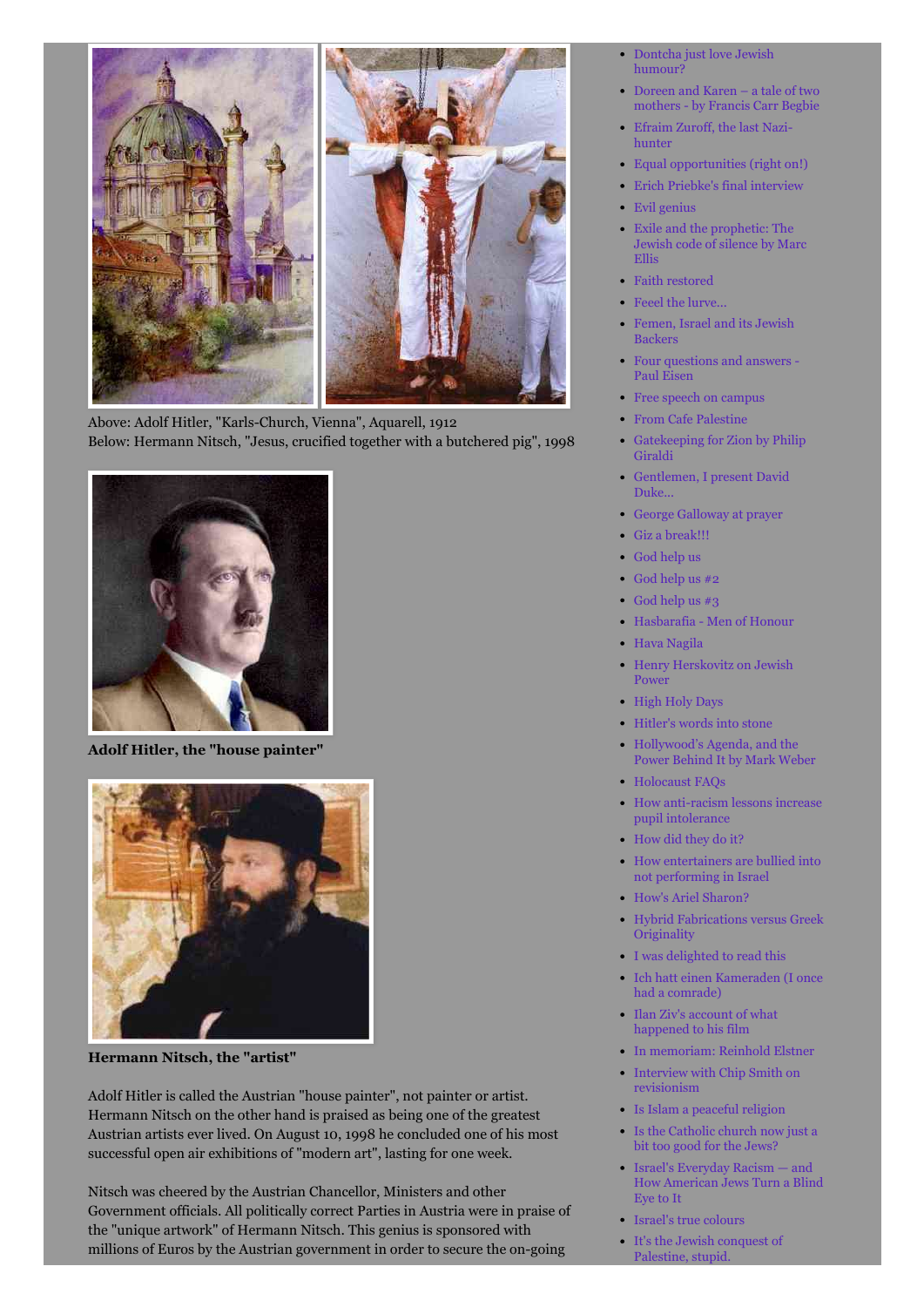Above: Adolf Hitler, "Karls-Church, Vienna", Aquarell, 1912
Below: Hermann Nitsch, "Jesus, crucified together with a butchered pig", 1998

**Adolf Hitler, the "house painter"**

**Hermann Nitsch, the "artist"**

Adolf Hitler is called the Austrian "house painter", not painter or artist. Hermann Nitsch on the other hand is praised as being one of the greatest Austrian artists ever lived. On August 10, 1998 he concluded one of his most successful open air exhibitions of "modern art", lasting for one week.

Nitsch was cheered by the Austrian Chancellor, Ministers and other Government officials. All politically correct Parties in Austria were in praise of the "unique artwork" of Hermann Nitsch. This genius is sponsored with millions of Euros by the Austrian government in order to secure the on-going

- Dontcha just love Jewish humour?
- Doreen and Karen – a tale of two mothers - by Francis Carr Begbie
- Efraim Zuroff, the last Nazi-hunter
- Equal opportunities (right on!)
- Erich Priebke's final interview
- Evil genius
- Exile and the prophetic: The Jewish code of silence by Marc Ellis
- Faith restored
- Feeel the lurve...
- Femen, Israel and its Jewish Backers
- Four questions and answers - Paul Eisen
- Free speech on campus
- From Cafe Palestine
- Gatekeeping for Zion by Philip Giraldi
- Gentlemen, I present David Duke...
- George Galloway at prayer
- Giz a break!!!
- God help us
- God help us #2
- God help us #3
- Hasbarafia - Men of Honour
- Hava Nagila
- Henry Herskovitz on Jewish Power
- High Holy Days
- Hitler's words into stone
- Hollywood's Agenda, and the Power Behind It by Mark Weber
- Holocaust FAQs
- How anti-racism lessons increase pupil intolerance
- How did they do it?
- How entertainers are bullied into not performing in Israel
- How's Ariel Sharon?
- Hybrid Fabrications versus Greek Originality
- I was delighted to read this
- Ich hatt einen Kameraden (I once had a comrade)
- Ilan Ziv's account of what happened to his film
- In memoriam: Reinhold Elstner
- Interview with Chip Smith on revisionism
- Is Islam a peaceful religion
- Is the Catholic church now just a bit too good for the Jews?
- Israel's Everyday Racism — and How American Jews Turn a Blind Eye to It
- Israel's true colours
- It's the Jewish conquest of Palestine, stupid.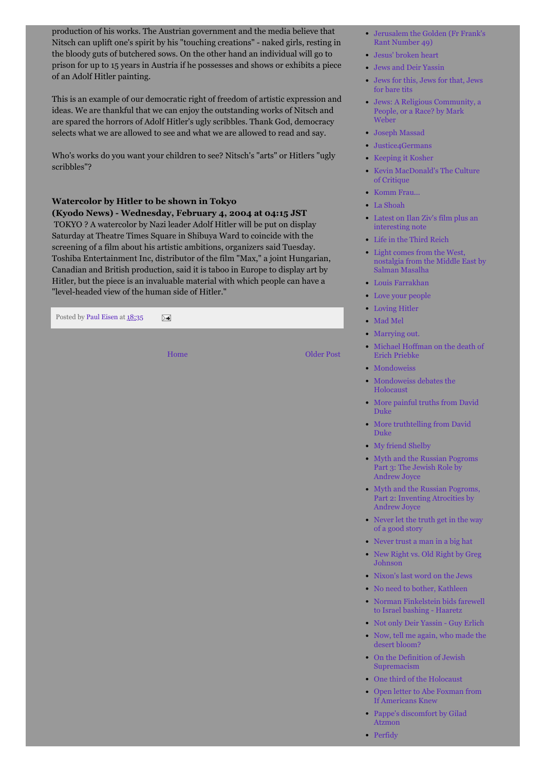production of his works. The Austrian government and the media believe that Nitsch can uplift one's spirit by his "touching creations" - naked girls, resting in the bloody guts of butchered sows. On the other hand an individual will go to prison for up to 15 years in Austria if he possesses and shows or exhibits a piece of an Adolf Hitler painting.

This is an example of our democratic right of freedom of artistic expression and ideas. We are thankful that we can enjoy the outstanding works of Nitsch and are spared the horrors of Adolf Hitler's ugly scribbles. Thank God, democracy selects what we are allowed to see and what we are allowed to read and say.

Who's works do you want your children to see? Nitsch's "arts" or Hitlers "ugly scribbles"?

**Watercolor by Hitler to be shown in Tokyo**
**(Kyodo News) - Wednesday, February 4, 2004 at 04:15 JST**
TOKYO ? A watercolor by Nazi leader Adolf Hitler will be put on display Saturday at Theatre Times Square in Shibuya Ward to coincide with the screening of a film about his artistic ambitions, organizers said Tuesday. Toshiba Entertainment Inc, distributor of the film "Max," a joint Hungarian, Canadian and British production, said it is taboo in Europe to display art by Hitler, but the piece is an invaluable material with which people can have a "level-headed view of the human side of Hitler."

Posted by Paul Eisen at 18:35

Home Older Post

- Jerusalem the Golden (Fr Frank's Rant Number 49)
- Jesus' broken heart
- Jews and Deir Yassin
- Jews for this, Jews for that, Jews for bare tits
- Jews: A Religious Community, a People, or a Race? by Mark Weber
- Joseph Massad
- Justice4Germans
- Keeping it Kosher
- Kevin MacDonald's The Culture of Critique
- Komm Frau...
- La Shoah
- Latest on Ilan Ziv's film plus an interesting note
- Life in the Third Reich
- Light comes from the West, nostalgia from the Middle East by Salman Masalha
- Louis Farrakhan
- Love your people
- Loving Hitler
- Mad Mel
- Marrying out.
- Michael Hoffman on the death of Erich Priebke
- Mondoweiss
- Mondoweiss debates the Holocaust
- More painful truths from David Duke
- More truthtelling from David Duke
- My friend Shelby
- Myth and the Russian Pogroms Part 3: The Jewish Role by Andrew Joyce
- Myth and the Russian Pogroms, Part 2: Inventing Atrocities by Andrew Joyce
- Never let the truth get in the way of a good story
- Never trust a man in a big hat
- New Right vs. Old Right by Greg Johnson
- Nixon's last word on the Jews
- No need to bother, Kathleen
- Norman Finkelstein bids farewell to Israel bashing - Haaretz
- Not only Deir Yassin - Guy Erlich
- Now, tell me again, who made the desert bloom?
- On the Definition of Jewish Supremacism
- One third of the Holocaust
- Open letter to Abe Foxman from If Americans Knew
- Pappe's discomfort by Gilad Atzmon
- Perfidy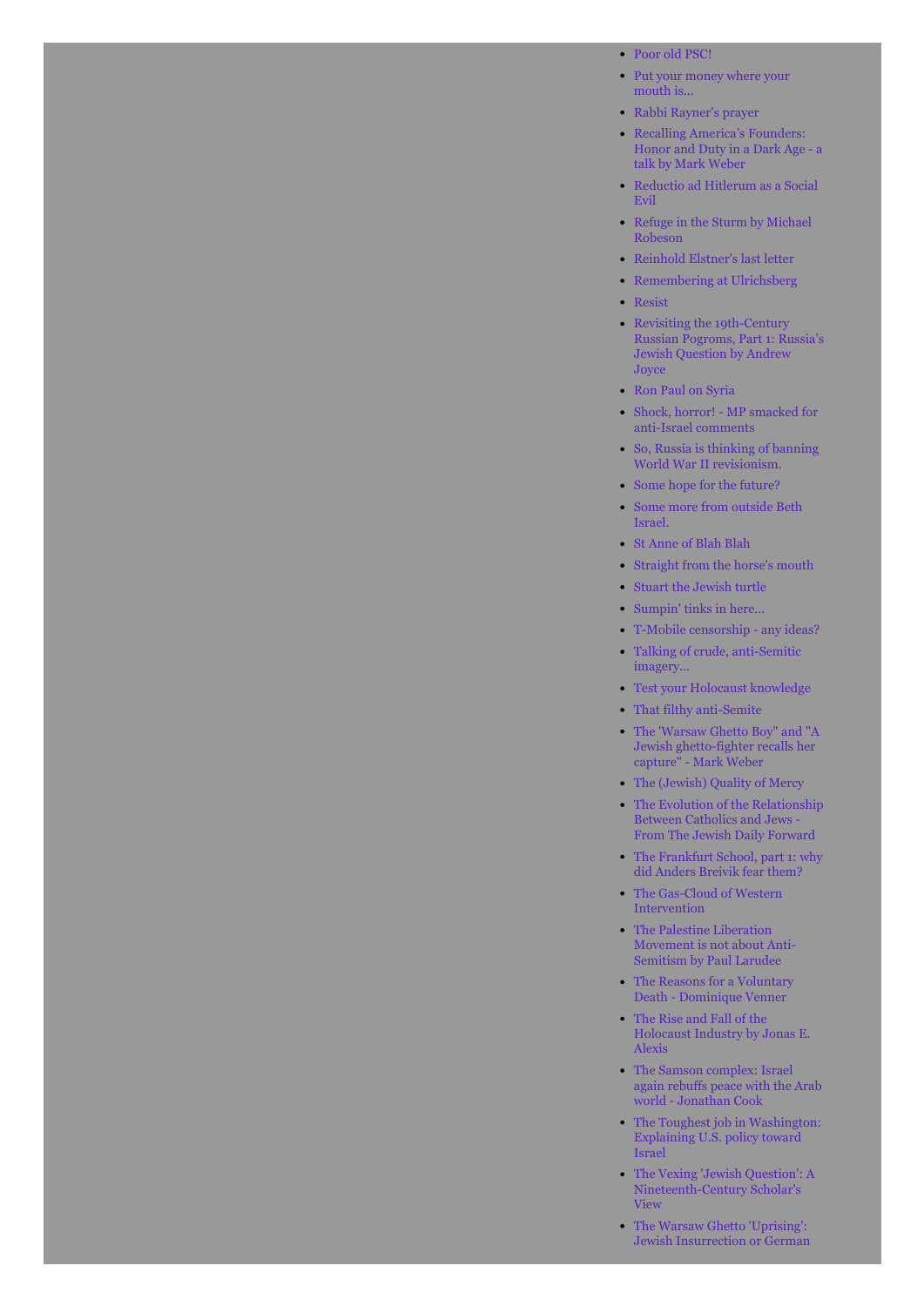- Poor old PSC!
- Put your money where your mouth is...
- Rabbi Rayner's prayer
- Recalling America's Founders: Honor and Duty in a Dark Age - a talk by Mark Weber
- Reductio ad Hitlerum as a Social Evil
- Refuge in the Sturm by Michael Robeson
- Reinhold Elstner's last letter
- Remembering at Ulrichsberg
- Resist
- Revisiting the 19th-Century Russian Pogroms, Part 1: Russia's Jewish Question by Andrew Joyce
- Ron Paul on Syria
- Shock, horror! - MP smacked for anti-Israel comments
- So, Russia is thinking of banning World War II revisionism.
- Some hope for the future?
- Some more from outside Beth Israel.
- St Anne of Blah Blah
- Straight from the horse's mouth
- Stuart the Jewish turtle
- Sumpin' tinks in here...
- T-Mobile censorship - any ideas?
- Talking of crude, anti-Semitic imagery...
- Test your Holocaust knowledge
- That filthy anti-Semite
- The 'Warsaw Ghetto Boy" and "A Jewish ghetto-fighter recalls her capture" - Mark Weber
- The (Jewish) Quality of Mercy
- The Evolution of the Relationship Between Catholics and Jews - From The Jewish Daily Forward
- The Frankfurt School, part 1: why did Anders Breivik fear them?
- The Gas-Cloud of Western Intervention
- The Palestine Liberation Movement is not about Anti-Semitism by Paul Larudee
- The Reasons for a Voluntary Death - Dominique Venner
- The Rise and Fall of the Holocaust Industry by Jonas E. Alexis
- The Samson complex: Israel again rebuffs peace with the Arab world - Jonathan Cook
- The Toughest job in Washington: Explaining U.S. policy toward Israel
- The Vexing 'Jewish Question': A Nineteenth-Century Scholar's View
- The Warsaw Ghetto 'Uprising': Jewish Insurrection or German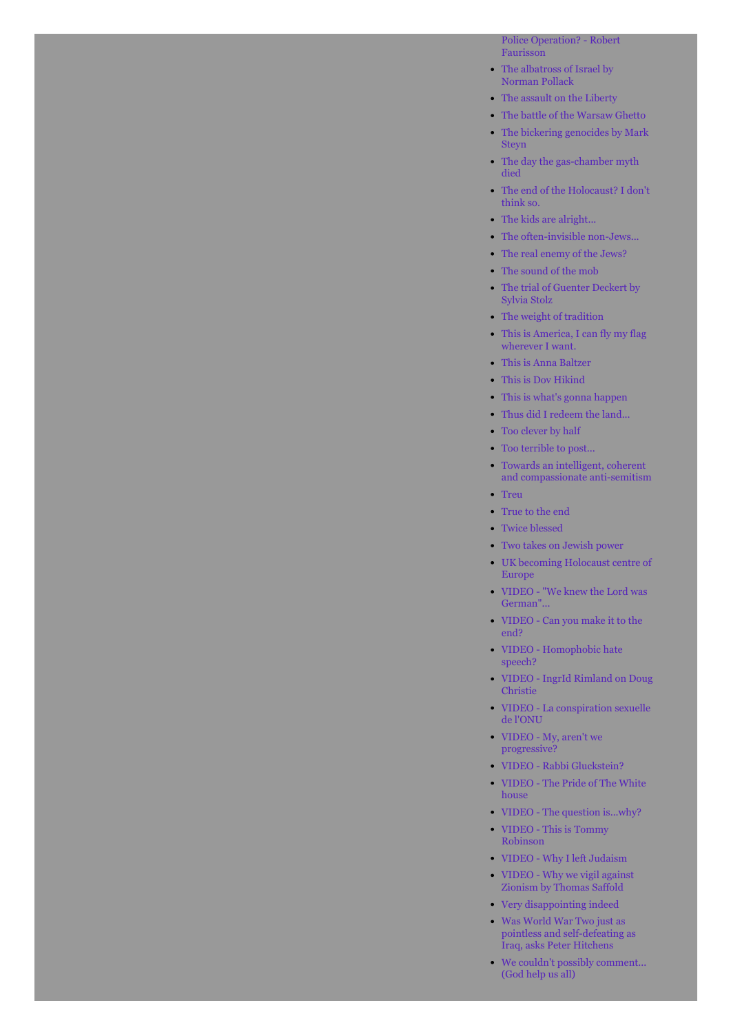Police Operation? - Robert Faurisson

- The albatross of Israel by Norman Pollack
- The assault on the Liberty
- The battle of the Warsaw Ghetto
- The bickering genocides by Mark Steyn
- The day the gas-chamber myth died
- The end of the Holocaust? I don't think so.
- The kids are alright...
- The often-invisible non-Jews...
- The real enemy of the Jews?
- The sound of the mob
- The trial of Guenter Deckert by Sylvia Stolz
- The weight of tradition
- This is America, I can fly my flag wherever I want.
- This is Anna Baltzer
- This is Dov Hikind
- This is what's gonna happen
- Thus did I redeem the land...
- Too clever by half
- Too terrible to post...
- Towards an intelligent, coherent and compassionate anti-semitism
- Treu
- True to the end
- Twice blessed
- Two takes on Jewish power
- UK becoming Holocaust centre of Europe
- VIDEO - "We knew the Lord was German"...
- VIDEO - Can you make it to the end?
- VIDEO - Homophobic hate speech?
- VIDEO - IngrId Rimland on Doug Christie
- VIDEO - La conspiration sexuelle de l'ONU
- VIDEO - My, aren't we progressive?
- VIDEO - Rabbi Gluckstein?
- VIDEO - The Pride of The White house
- VIDEO - The question is...why?
- VIDEO - This is Tommy Robinson
- VIDEO - Why I left Judaism
- VIDEO - Why we vigil against Zionism by Thomas Saffold
- Very disappointing indeed
- Was World War Two just as pointless and self-defeating as Iraq, asks Peter Hitchens
- We couldn't possibly comment... (God help us all)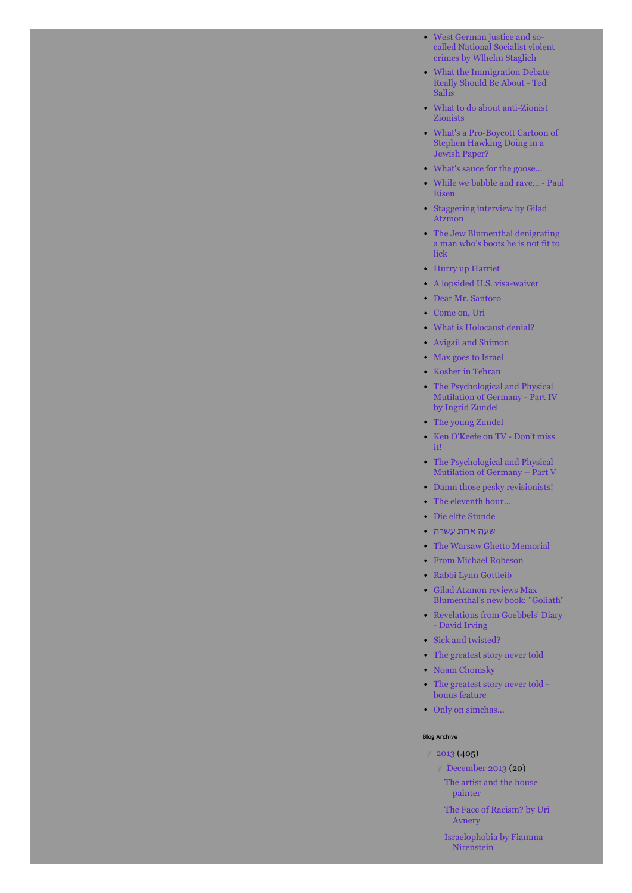- West German justice and so-called National Socialist violent crimes by Wlhelm Staglich
- What the Immigration Debate Really Should Be About - Ted Sallis
- What to do about anti-Zionist Zionists
- What's a Pro-Boycott Cartoon of Stephen Hawking Doing in a Jewish Paper?
- What's sauce for the goose...
- While we babble and rave... - Paul Eisen
- Staggering interview by Gilad Atzmon
- The Jew Blumenthal denigrating a man who's boots he is not fit to lick
- Hurry up Harriet
- A lopsided U.S. visa-waiver
- Dear Mr. Santoro
- Come on, Uri
- What is Holocaust denial?
- Avigail and Shimon
- Max goes to Israel
- Kosher in Tehran
- The Psychological and Physical Mutilation of Germany - Part IV by Ingrid Zundel
- The young Zundel
- Ken O'Keefe on TV - Don't miss it!
- The Psychological and Physical Mutilation of Germany – Part V
- Damn those pesky revisionists!
- The eleventh hour...
- Die elfte Stunde
- שעה אחת עשרה
- The Warsaw Ghetto Memorial
- From Michael Robeson
- Rabbi Lynn Gottleib
- Gilad Atzmon reviews Max Blumenthal's new book: "Goliath"
- Revelations from Goebbels' Diary - David Irving
- Sick and twisted?
- The greatest story never told
- Noam Chomsky
- The greatest story never told - bonus feature
- Only on simchas...

Blog Archive

- 2013 (405)
  - December 2013 (20)
    - The artist and the house painter
    - The Face of Racism? by Uri Avnery
    - Israelophobia by Fiamma Nirenstein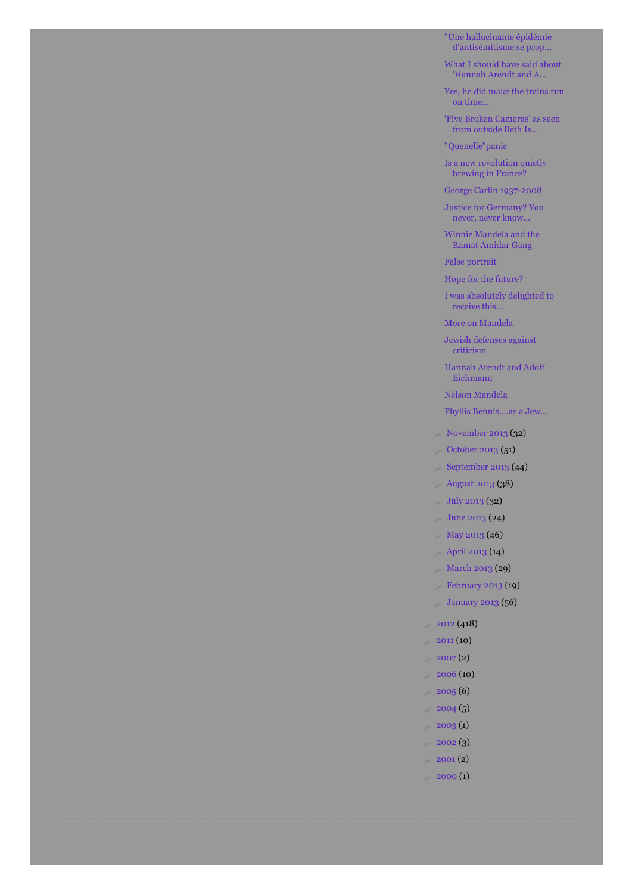- "Une hallucinante épidémie d'antisémitisme se prop...
- What I should have said about 'Hannah Arendt and A...
- Yes, he did make the trains run on time...
- 'Five Broken Cameras' as seen from outside Beth Is...
- "Quenelle"panic
- Is a new revolution quietly brewing in France?
- George Carlin 1937-2008
- Justice for Germany? You never, never know...
- Winnie Mandela and the Ramat Amidar Gang
- False portrait
- Hope for the future?
- I was absolutely delighted to receive this...
- More on Mandela
- Jewish defenses against criticism
- Hannah Arendt and Adolf Eichmann
- Nelson Mandela
- Phyllis Bennis....as a Jew...

- ► November 2013 (32)
- ► October 2013 (51)
- ► September 2013 (44)
- ► August 2013 (38)
- ► July 2013 (32)
- ► June 2013 (24)
- ► May 2013 (46)
- ► April 2013 (14)
- ► March 2013 (29)
- ► February 2013 (19)
- ► January 2013 (56)

- ► 2012 (418)
- ► 2011 (10)
- ► 2007 (2)
- ► 2006 (10)
- ► 2005 (6)
- ► 2004 (5)
- ► 2003 (1)
- ► 2002 (3)
- ► 2001 (2)
- ► 2000 (1)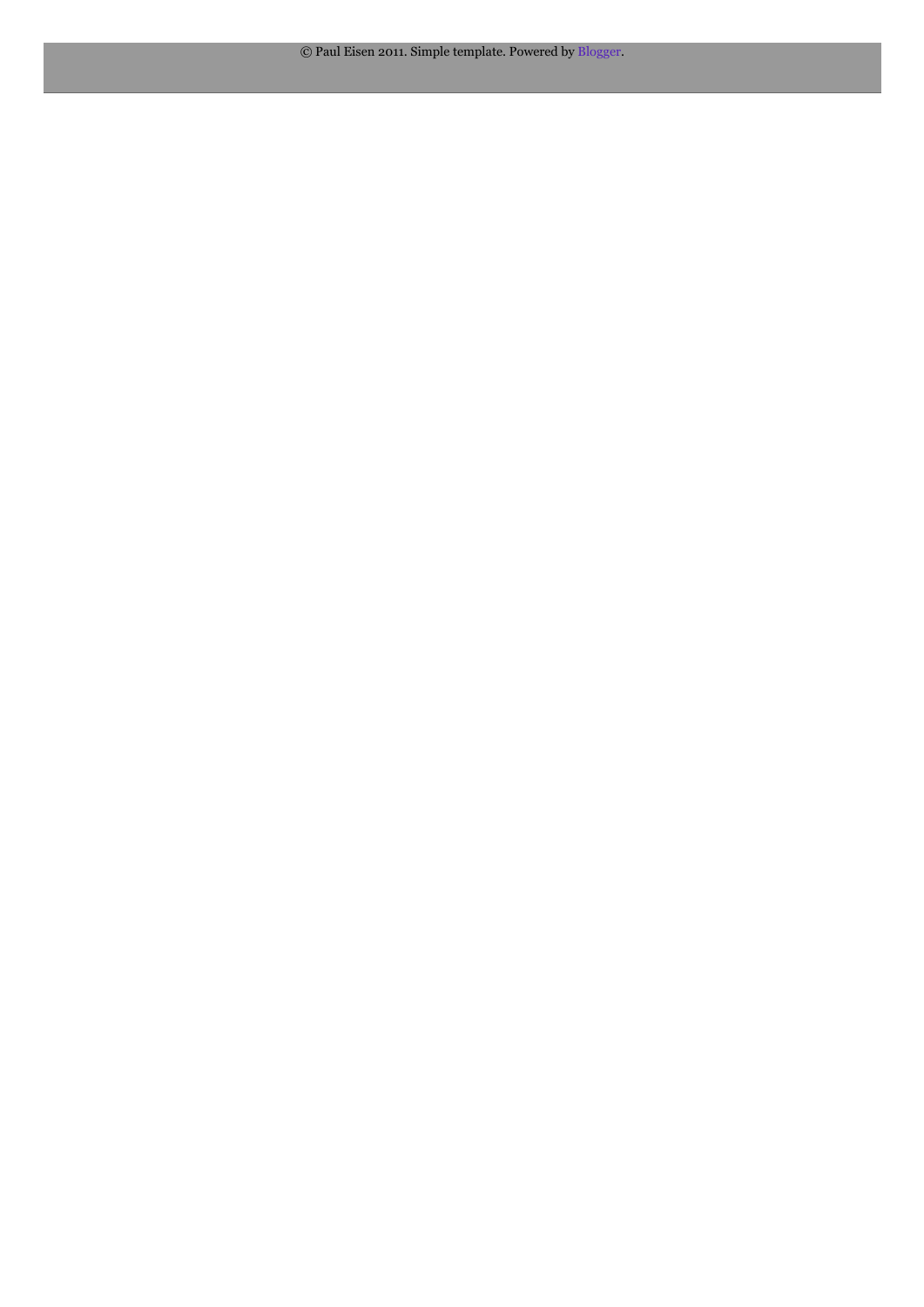© Paul Eisen 2011. Simple template. Powered by Blogger.